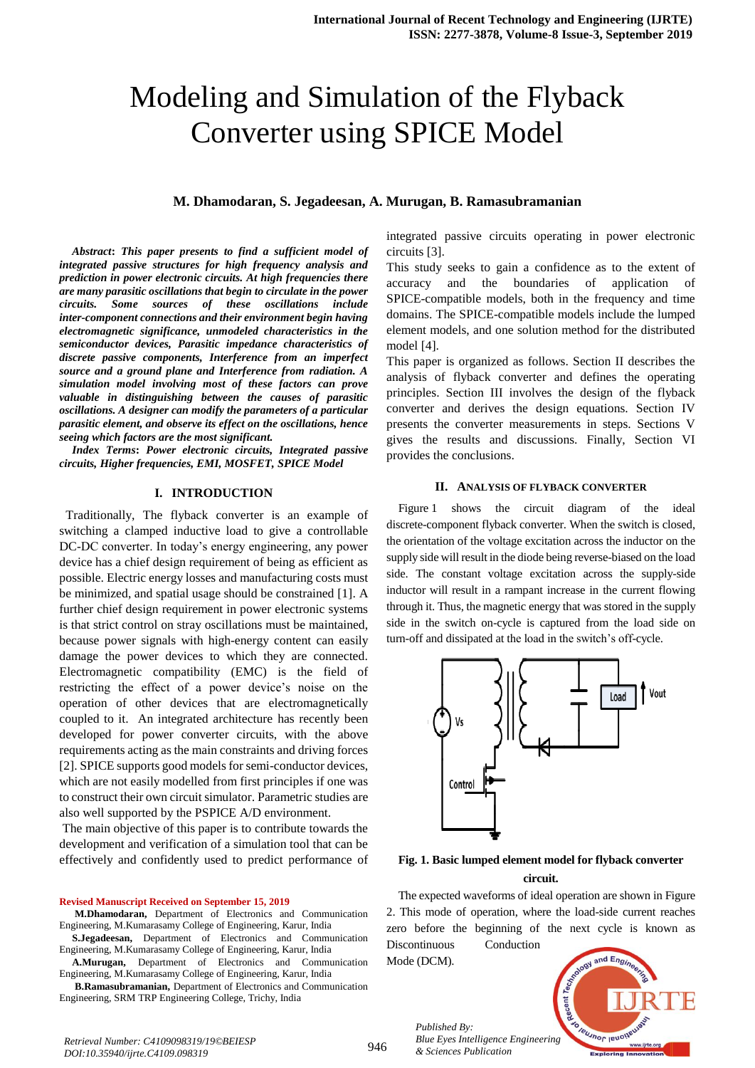# Modeling and Simulation of the Flyback Converter using SPICE Model

**M. Dhamodaran, S. Jegadeesan, A. Murugan, B. Ramasubramanian**

***Abstract*: *This paper presents to find a sufficient model of integrated passive structures for high frequency analysis and prediction in power electronic circuits. At high frequencies there are many parasitic oscillations that begin to circulate in the power circuits. Some sources of these oscillations include inter-component connections and their environment begin having electromagnetic significance, unmodeled characteristics in the semiconductor devices, Parasitic impedance characteristics of discrete passive components, Interference from an imperfect source and a ground plane and Interference from radiation. A simulation model involving most of these factors can prove valuable in distinguishing between the causes of parasitic oscillations. A designer can modify the parameters of a particular parasitic element, and observe its effect on the oscillations, hence seeing which factors are the most significant.***

***Index Terms*: *Power electronic circuits, Integrated passive circuits, Higher frequencies, EMI, MOSFET, SPICE Model***

## I. INTRODUCTION

Traditionally, The flyback converter is an example of switching a clamped inductive load to give a controllable DC-DC converter. In today's energy engineering, any power device has a chief design requirement of being as efficient as possible. Electric energy losses and manufacturing costs must be minimized, and spatial usage should be constrained [1]. A further chief design requirement in power electronic systems is that strict control on stray oscillations must be maintained, because power signals with high-energy content can easily damage the power devices to which they are connected. Electromagnetic compatibility (EMC) is the field of restricting the effect of a power device's noise on the operation of other devices that are electromagnetically coupled to it. An integrated architecture has recently been developed for power converter circuits, with the above requirements acting as the main constraints and driving forces [2]. SPICE supports good models for semi-conductor devices, which are not easily modelled from first principles if one was to construct their own circuit simulator. Parametric studies are also well supported by the PSPICE A/D environment.

The main objective of this paper is to contribute towards the development and verification of a simulation tool that can be effectively and confidently used to predict performance of integrated passive circuits operating in power electronic circuits [3].

This study seeks to gain a confidence as to the extent of accuracy and the boundaries of application of SPICE-compatible models, both in the frequency and time domains. The SPICE-compatible models include the lumped element models, and one solution method for the distributed model [4].

This paper is organized as follows. Section II describes the analysis of flyback converter and defines the operating principles. Section III involves the design of the flyback converter and derives the design equations. Section IV presents the converter measurements in steps. Sections V gives the results and discussions. Finally, Section VI provides the conclusions.

**Revised Manuscript Received on September 15, 2019**

**M.Dhamodaran,** Department of Electronics and Communication Engineering, M.Kumarasamy College of Engineering, Karur, India

**S.Jegadeesan,** Department of Electronics and Communication Engineering, M.Kumarasamy College of Engineering, Karur, India

**A.Murugan,** Department of Electronics and Communication Engineering, M.Kumarasamy College of Engineering, Karur, India

**B.Ramasubramanian,** Department of Electronics and Communication Engineering, SRM TRP Engineering College, Trichy, India

## II. ANALYSIS OF FLYBACK CONVERTER

Figure 1 shows the circuit diagram of the ideal discrete-component flyback converter. When the switch is closed, the orientation of the voltage excitation across the inductor on the supply side will result in the diode being reverse-biased on the load side. The constant voltage excitation across the supply-side inductor will result in a rampant increase in the current flowing through it. Thus, the magnetic energy that was stored in the supply side in the switch on-cycle is captured from the load side on turn-off and dissipated at the load in the switch's off-cycle.

**Fig. 1. Basic lumped element model for flyback converter circuit.**

The expected waveforms of ideal operation are shown in Figure 2. This mode of operation, where the load-side current reaches zero before the beginning of the next cycle is known as Discontinuous Conduction Mode (DCM).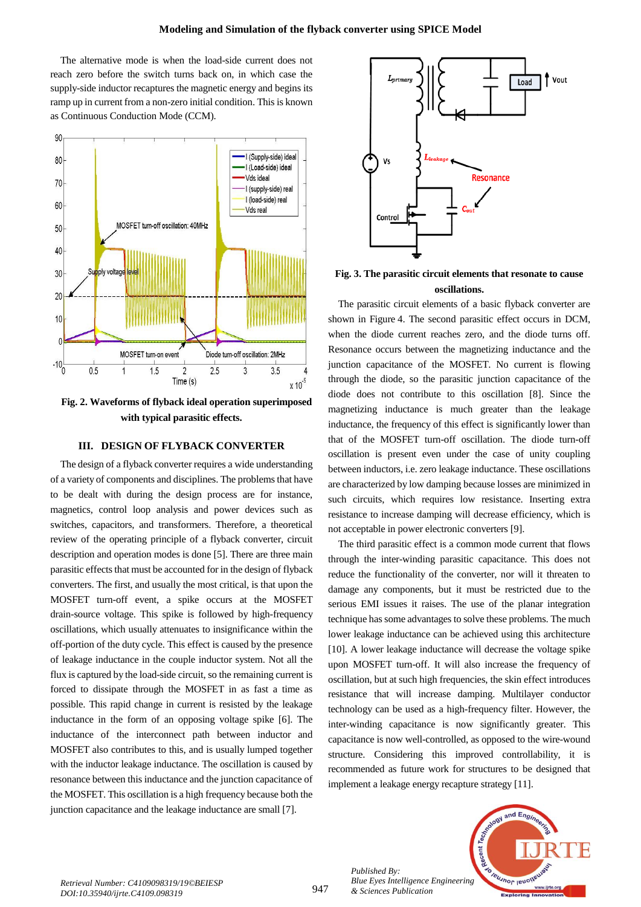The alternative mode is when the load-side current does not reach zero before the switch turns back on, in which case the supply-side inductor recaptures the magnetic energy and begins its ramp up in current from a non-zero initial condition. This is known as Continuous Conduction Mode (CCM).

**Fig. 2. Waveforms of flyback ideal operation superimposed with typical parasitic effects.**

## III. DESIGN OF FLYBACK CONVERTER

The design of a flyback converter requires a wide understanding of a variety of components and disciplines. The problems that have to be dealt with during the design process are for instance, magnetics, control loop analysis and power devices such as switches, capacitors, and transformers. Therefore, a theoretical review of the operating principle of a flyback converter, circuit description and operation modes is done [5]. There are three main parasitic effects that must be accounted for in the design of flyback converters. The first, and usually the most critical, is that upon the MOSFET turn-off event, a spike occurs at the MOSFET drain-source voltage. This spike is followed by high-frequency oscillations, which usually attenuates to insignificance within the off-portion of the duty cycle. This effect is caused by the presence of leakage inductance in the couple inductor system. Not all the flux is captured by the load-side circuit, so the remaining current is forced to dissipate through the MOSFET in as fast a time as possible. This rapid change in current is resisted by the leakage inductance in the form of an opposing voltage spike [6]. The inductance of the interconnect path between inductor and MOSFET also contributes to this, and is usually lumped together with the inductor leakage inductance. The oscillation is caused by resonance between this inductance and the junction capacitance of the MOSFET. This oscillation is a high frequency because both the junction capacitance and the leakage inductance are small [7].

**Fig. 3. The parasitic circuit elements that resonate to cause oscillations.**

The parasitic circuit elements of a basic flyback converter are shown in Figure 4. The second parasitic effect occurs in DCM, when the diode current reaches zero, and the diode turns off. Resonance occurs between the magnetizing inductance and the junction capacitance of the MOSFET. No current is flowing through the diode, so the parasitic junction capacitance of the diode does not contribute to this oscillation [8]. Since the magnetizing inductance is much greater than the leakage inductance, the frequency of this effect is significantly lower than that of the MOSFET turn-off oscillation. The diode turn-off oscillation is present even under the case of unity coupling between inductors, i.e. zero leakage inductance. These oscillations are characterized by low damping because losses are minimized in such circuits, which requires low resistance. Inserting extra resistance to increase damping will decrease efficiency, which is not acceptable in power electronic converters [9].

The third parasitic effect is a common mode current that flows through the inter-winding parasitic capacitance. This does not reduce the functionality of the converter, nor will it threaten to damage any components, but it must be restricted due to the serious EMI issues it raises. The use of the planar integration technique has some advantages to solve these problems. The much lower leakage inductance can be achieved using this architecture [10]. A lower leakage inductance will decrease the voltage spike upon MOSFET turn-off. It will also increase the frequency of oscillation, but at such high frequencies, the skin effect introduces resistance that will increase damping. Multilayer conductor technology can be used as a high-frequency filter. However, the inter-winding capacitance is now significantly greater. This capacitance is now well-controlled, as opposed to the wire-wound structure. Considering this improved controllability, it is recommended as future work for structures to be designed that implement a leakage energy recapture strategy [11].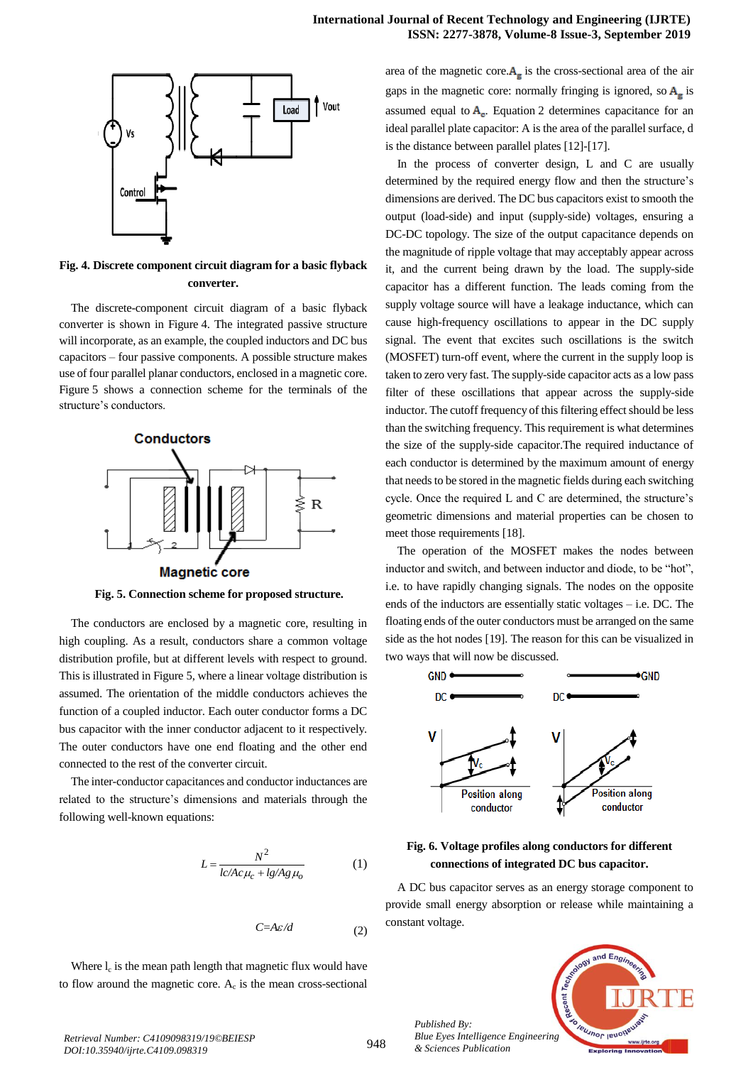Fig. 4. Discrete component circuit diagram for a basic flyback converter.

The discrete-component circuit diagram of a basic flyback converter is shown in Figure 4. The integrated passive structure will incorporate, as an example, the coupled inductors and DC bus capacitors – four passive components. A possible structure makes use of four parallel planar conductors, enclosed in a magnetic core. Figure 5 shows a connection scheme for the terminals of the structure's conductors.

Fig. 5. Connection scheme for proposed structure.

The conductors are enclosed by a magnetic core, resulting in high coupling. As a result, conductors share a common voltage distribution profile, but at different levels with respect to ground. This is illustrated in Figure 5, where a linear voltage distribution is assumed. The orientation of the middle conductors achieves the function of a coupled inductor. Each outer conductor forms a DC bus capacitor with the inner conductor adjacent to it respectively. The outer conductors have one end floating and the other end connected to the rest of the converter circuit.

The inter-conductor capacitances and conductor inductances are related to the structure's dimensions and materials through the following well-known equations:

$$L = \frac{N^2}{lc/Ac\mu_c + lg/Ag\mu_o} \tag{1}$$

$$C = A\varepsilon/d \tag{2}$$

Where $l_c$ is the mean path length that magnetic flux would have to flow around the magnetic core. $A_c$ is the mean cross-sectional area of the magnetic core. $A_g$ is the cross-sectional area of the air gaps in the magnetic core: normally fringing is ignored, so $A_g$ is assumed equal to $A_c$. Equation 2 determines capacitance for an ideal parallel plate capacitor: A is the area of the parallel surface, d is the distance between parallel plates [12]-[17].

In the process of converter design, L and C are usually determined by the required energy flow and then the structure's dimensions are derived. The DC bus capacitors exist to smooth the output (load-side) and input (supply-side) voltages, ensuring a DC-DC topology. The size of the output capacitance depends on the magnitude of ripple voltage that may acceptably appear across it, and the current being drawn by the load. The supply-side capacitor has a different function. The leads coming from the supply voltage source will have a leakage inductance, which can cause high-frequency oscillations to appear in the DC supply signal. The event that excites such oscillations is the switch (MOSFET) turn-off event, where the current in the supply loop is taken to zero very fast. The supply-side capacitor acts as a low pass filter of these oscillations that appear across the supply-side inductor. The cutoff frequency of this filtering effect should be less than the switching frequency. This requirement is what determines the size of the supply-side capacitor.The required inductance of each conductor is determined by the maximum amount of energy that needs to be stored in the magnetic fields during each switching cycle. Once the required L and C are determined, the structure's geometric dimensions and material properties can be chosen to meet those requirements [18].

The operation of the MOSFET makes the nodes between inductor and switch, and between inductor and diode, to be "hot", i.e. to have rapidly changing signals. The nodes on the opposite ends of the inductors are essentially static voltages – i.e. DC. The floating ends of the outer conductors must be arranged on the same side as the hot nodes [19]. The reason for this can be visualized in two ways that will now be discussed.

Fig. 6. Voltage profiles along conductors for different connections of integrated DC bus capacitor.

A DC bus capacitor serves as an energy storage component to provide small energy absorption or release while maintaining a constant voltage.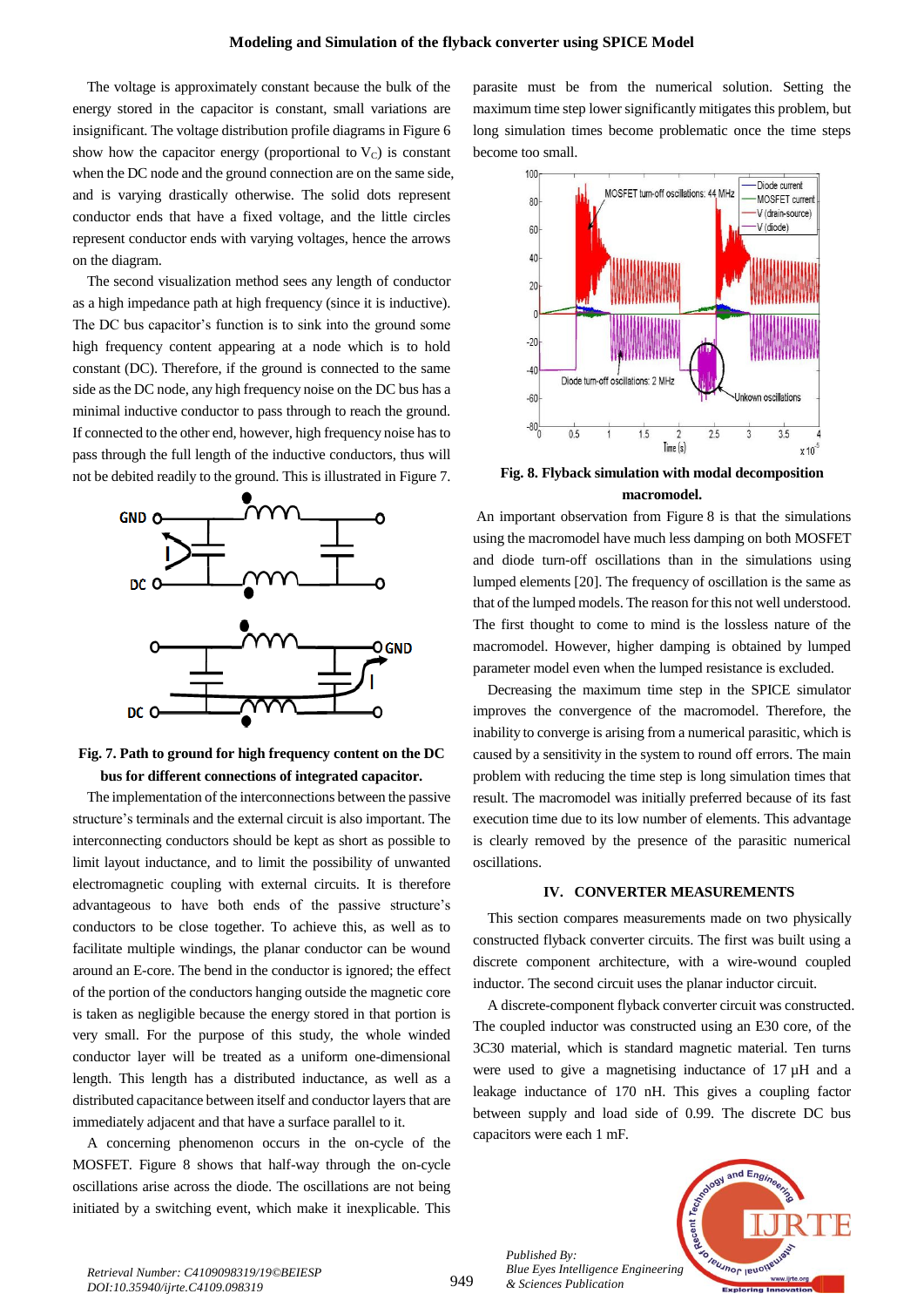The voltage is approximately constant because the bulk of the energy stored in the capacitor is constant, small variations are insignificant. The voltage distribution profile diagrams in Figure 6 show how the capacitor energy (proportional to $V_C$) is constant when the DC node and the ground connection are on the same side, and is varying drastically otherwise. The solid dots represent conductor ends that have a fixed voltage, and the little circles represent conductor ends with varying voltages, hence the arrows on the diagram.

The second visualization method sees any length of conductor as a high impedance path at high frequency (since it is inductive). The DC bus capacitor's function is to sink into the ground some high frequency content appearing at a node which is to hold constant (DC). Therefore, if the ground is connected to the same side as the DC node, any high frequency noise on the DC bus has a minimal inductive conductor to pass through to reach the ground. If connected to the other end, however, high frequency noise has to pass through the full length of the inductive conductors, thus will not be debited readily to the ground. This is illustrated in Figure 7.

**Fig. 7. Path to ground for high frequency content on the DC bus for different connections of integrated capacitor.**

The implementation of the interconnections between the passive structure's terminals and the external circuit is also important. The interconnecting conductors should be kept as short as possible to limit layout inductance, and to limit the possibility of unwanted electromagnetic coupling with external circuits. It is therefore advantageous to have both ends of the passive structure's conductors to be close together. To achieve this, as well as to facilitate multiple windings, the planar conductor can be wound around an E-core. The bend in the conductor is ignored; the effect of the portion of the conductors hanging outside the magnetic core is taken as negligible because the energy stored in that portion is very small. For the purpose of this study, the whole winded conductor layer will be treated as a uniform one-dimensional length. This length has a distributed inductance, as well as a distributed capacitance between itself and conductor layers that are immediately adjacent and that have a surface parallel to it.

A concerning phenomenon occurs in the on-cycle of the MOSFET. Figure 8 shows that half-way through the on-cycle oscillations arise across the diode. The oscillations are not being initiated by a switching event, which make it inexplicable. This parasite must be from the numerical solution. Setting the maximum time step lower significantly mitigates this problem, but long simulation times become problematic once the time steps become too small.

**Fig. 8. Flyback simulation with modal decomposition macromodel.**

An important observation from Figure 8 is that the simulations using the macromodel have much less damping on both MOSFET and diode turn-off oscillations than in the simulations using lumped elements [20]. The frequency of oscillation is the same as that of the lumped models. The reason for this not well understood. The first thought to come to mind is the lossless nature of the macromodel. However, higher damping is obtained by lumped parameter model even when the lumped resistance is excluded.

Decreasing the maximum time step in the SPICE simulator improves the convergence of the macromodel. Therefore, the inability to converge is arising from a numerical parasitic, which is caused by a sensitivity in the system to round off errors. The main problem with reducing the time step is long simulation times that result. The macromodel was initially preferred because of its fast execution time due to its low number of elements. This advantage is clearly removed by the presence of the parasitic numerical oscillations.

## IV. CONVERTER MEASUREMENTS

This section compares measurements made on two physically constructed flyback converter circuits. The first was built using a discrete component architecture, with a wire-wound coupled inductor. The second circuit uses the planar inductor circuit.

A discrete-component flyback converter circuit was constructed. The coupled inductor was constructed using an E30 core, of the 3C30 material, which is standard magnetic material. Ten turns were used to give a magnetising inductance of 17 μH and a leakage inductance of 170 nH. This gives a coupling factor between supply and load side of 0.99. The discrete DC bus capacitors were each 1 mF.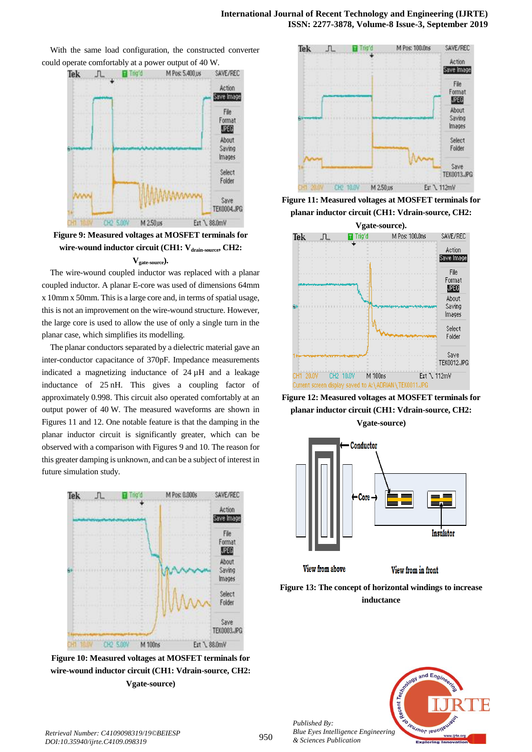With the same load configuration, the constructed converter could operate comfortably at a power output of 40 W.

**Figure 9: Measured voltages at MOSFET terminals for wire-wound inductor circuit (CH1: $V_{drain-source}$, CH2: $V_{gate-source}$).**

The wire-wound coupled inductor was replaced with a planar coupled inductor. A planar E-core was used of dimensions 64mm x 10mm x 50mm. This is a large core and, in terms of spatial usage, this is not an improvement on the wire-wound structure. However, the large core is used to allow the use of only a single turn in the planar case, which simplifies its modelling.

The planar conductors separated by a dielectric material gave an inter-conductor capacitance of 370pF. Impedance measurements indicated a magnetizing inductance of 24 µH and a leakage inductance of 25 nH. This gives a coupling factor of approximately 0.998. This circuit also operated comfortably at an output power of 40 W. The measured waveforms are shown in Figures 11 and 12. One notable feature is that the damping in the planar inductor circuit is significantly greater, which can be observed with a comparison with Figures 9 and 10. The reason for this greater damping is unknown, and can be a subject of interest in future simulation study.

**Figure 10: Measured voltages at MOSFET terminals for wire-wound inductor circuit (CH1: Vdrain-source, CH2: Vgate-source)**

**Figure 11: Measured voltages at MOSFET terminals for planar inductor circuit (CH1: Vdrain-source, CH2: Vgate-source).**

**Figure 12: Measured voltages at MOSFET terminals for planar inductor circuit (CH1: Vdrain-source, CH2: Vgate-source)**

**Figure 13: The concept of horizontal windings to increase inductance**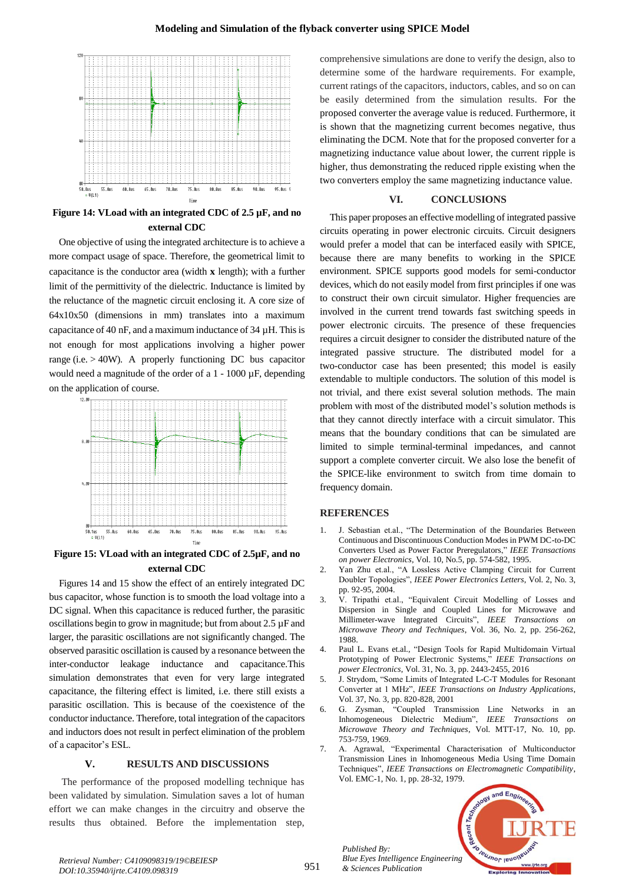**Figure 14: VLoad with an integrated CDC of 2.5 µF, and no external CDC**

One objective of using the integrated architecture is to achieve a more compact usage of space. Therefore, the geometrical limit to capacitance is the conductor area (width **x** length); with a further limit of the permittivity of the dielectric. Inductance is limited by the reluctance of the magnetic circuit enclosing it. A core size of 64x10x50 (dimensions in mm) translates into a maximum capacitance of 40 nF, and a maximum inductance of 34 µH. This is not enough for most applications involving a higher power range (i.e. > 40W). A properly functioning DC bus capacitor would need a magnitude of the order of a 1 - 1000 µF, depending on the application of course.

**Figure 15: VLoad with an integrated CDC of 2.5µF, and no external CDC**

Figures 14 and 15 show the effect of an entirely integrated DC bus capacitor, whose function is to smooth the load voltage into a DC signal. When this capacitance is reduced further, the parasitic oscillations begin to grow in magnitude; but from about 2.5 µF and larger, the parasitic oscillations are not significantly changed. The observed parasitic oscillation is caused by a resonance between the inter-conductor leakage inductance and capacitance.This simulation demonstrates that even for very large integrated capacitance, the filtering effect is limited, i.e. there still exists a parasitic oscillation. This is because of the coexistence of the conductor inductance. Therefore, total integration of the capacitors and inductors does not result in perfect elimination of the problem of a capacitor's ESL.

## V. RESULTS AND DISCUSSIONS

The performance of the proposed modelling technique has been validated by simulation. Simulation saves a lot of human effort we can make changes in the circuitry and observe the results thus obtained. Before the implementation step, comprehensive simulations are done to verify the design, also to determine some of the hardware requirements. For example, current ratings of the capacitors, inductors, cables, and so on can be easily determined from the simulation results. For the proposed converter the average value is reduced. Furthermore, it is shown that the magnetizing current becomes negative, thus eliminating the DCM. Note that for the proposed converter for a magnetizing inductance value about lower, the current ripple is higher, thus demonstrating the reduced ripple existing when the two converters employ the same magnetizing inductance value.

## VI. CONCLUSIONS

This paper proposes an effective modelling of integrated passive circuits operating in power electronic circuits. Circuit designers would prefer a model that can be interfaced easily with SPICE, because there are many benefits to working in the SPICE environment. SPICE supports good models for semi-conductor devices, which do not easily model from first principles if one was to construct their own circuit simulator. Higher frequencies are involved in the current trend towards fast switching speeds in power electronic circuits. The presence of these frequencies requires a circuit designer to consider the distributed nature of the integrated passive structure. The distributed model for a two-conductor case has been presented; this model is easily extendable to multiple conductors. The solution of this model is not trivial, and there exist several solution methods. The main problem with most of the distributed model's solution methods is that they cannot directly interface with a circuit simulator. This means that the boundary conditions that can be simulated are limited to simple terminal-terminal impedances, and cannot support a complete converter circuit. We also lose the benefit of the SPICE-like environment to switch from time domain to frequency domain.

## REFERENCES

1. J. Sebastian et.al., "The Determination of the Boundaries Between Continuous and Discontinuous Conduction Modes in PWM DC-to-DC Converters Used as Power Factor Preregulators," *IEEE Transactions on power Electronics*, Vol. 10, No.5, pp. 574-582, 1995.
2. Yan Zhu et.al., "A Lossless Active Clamping Circuit for Current Doubler Topologies", *IEEE Power Electronics Letters*, Vol. 2, No. 3, pp. 92-95, 2004.
3. V. Tripathi et.al., "Equivalent Circuit Modelling of Losses and Dispersion in Single and Coupled Lines for Microwave and Millimeter-wave Integrated Circuits", *IEEE Transactions on Microwave Theory and Techniques*, Vol. 36, No. 2, pp. 256-262, 1988.
4. Paul L. Evans et.al., "Design Tools for Rapid Multidomain Virtual Prototyping of Power Electronic Systems," *IEEE Transactions on power Electronics*, Vol. 31, No. 3, pp. 2443-2455, 2016
5. J. Strydom, "Some Limits of Integrated L-C-T Modules for Resonant Converter at 1 MHz", *IEEE Transactions on Industry Applications*, Vol. 37, No. 3, pp. 820-828, 2001
6. G. Zysman, "Coupled Transmission Line Networks in an Inhomogeneous Dielectric Medium", *IEEE Transactions on Microwave Theory and Techniques*, Vol. MTT-17, No. 10, pp. 753-759, 1969.
7. A. Agrawal, "Experimental Characterisation of Multiconductor Transmission Lines in Inhomogeneous Media Using Time Domain Techniques", *IEEE Transactions on Electromagnetic Compatibility*, Vol. EMC-1, No. 1, pp. 28-32, 1979.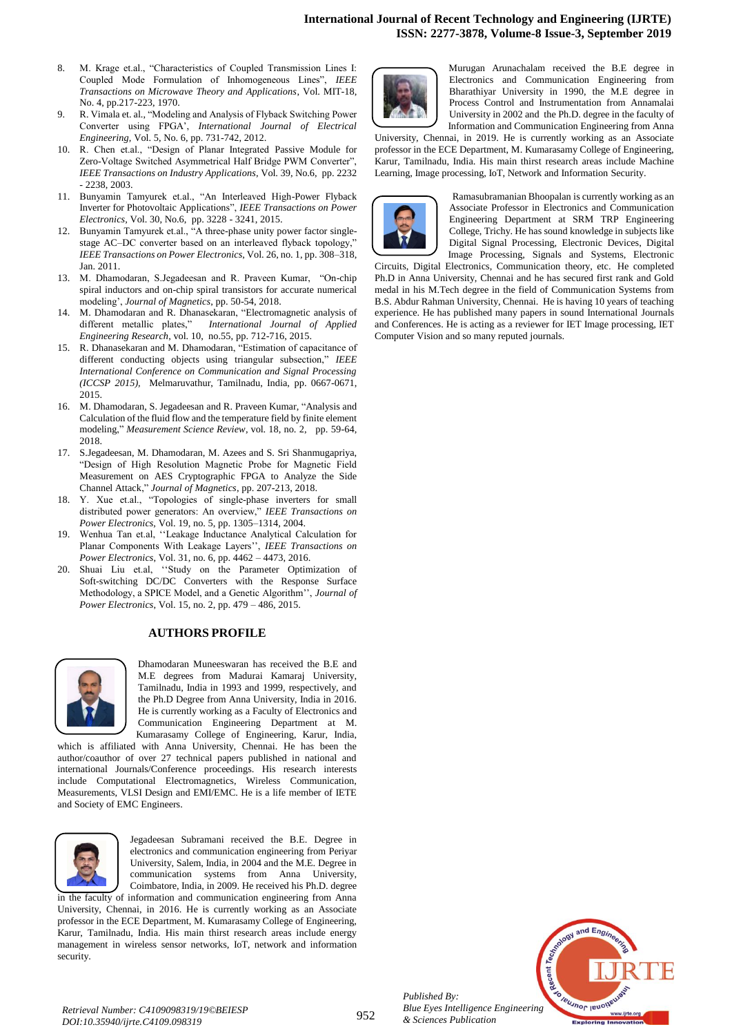8. M. Krage et.al., "Characteristics of Coupled Transmission Lines I: Coupled Mode Formulation of Inhomogeneous Lines", *IEEE Transactions on Microwave Theory and Applications*, Vol. MIT-18, No. 4, pp.217-223, 1970.
9. R. Vimala et. al., "Modeling and Analysis of Flyback Switching Power Converter using FPGA', *International Journal of Electrical Engineering*, Vol. 5, No. 6, pp. 731-742, 2012.
10. R. Chen et.al., "Design of Planar Integrated Passive Module for Zero-Voltage Switched Asymmetrical Half Bridge PWM Converter", *IEEE Transactions on Industry Applications*, Vol. 39, No.6, pp. 2232 - 2238, 2003.
11. Bunyamin Tamyurek et.al., "An Interleaved High-Power Flyback Inverter for Photovoltaic Applications", *IEEE Transactions on Power Electronics*, Vol. 30, No.6, pp. 3228 - 3241, 2015.
12. Bunyamin Tamyurek et.al., "A three-phase unity power factor single-stage AC–DC converter based on an interleaved flyback topology," *IEEE Transactions on Power Electronics*, Vol. 26, no. 1, pp. 308–318, Jan. 2011.
13. M. Dhamodaran, S.Jegadeesan and R. Praveen Kumar, "On-chip spiral inductors and on-chip spiral transistors for accurate numerical modeling', *Journal of Magnetics*, pp. 50-54, 2018.
14. M. Dhamodaran and R. Dhanasekaran, "Electromagnetic analysis of different metallic plates," *International Journal of Applied Engineering Research*, vol. 10, no.55, pp. 712-716, 2015.
15. R. Dhanasekaran and M. Dhamodaran, "Estimation of capacitance of different conducting objects using triangular subsection," *IEEE International Conference on Communication and Signal Processing (ICCSP 2015)*, Melmaruvathur, Tamilnadu, India, pp. 0667-0671, 2015.
16. M. Dhamodaran, S. Jegadeesan and R. Praveen Kumar, "Analysis and Calculation of the fluid flow and the temperature field by finite element modeling," *Measurement Science Review*, vol. 18, no. 2, pp. 59-64, 2018.
17. S.Jegadeesan, M. Dhamodaran, M. Azees and S. Sri Shanmugapriya, "Design of High Resolution Magnetic Probe for Magnetic Field Measurement on AES Cryptographic FPGA to Analyze the Side Channel Attack," *Journal of Magnetics*, pp. 207-213, 2018.
18. Y. Xue et.al., "Topologies of single-phase inverters for small distributed power generators: An overview," *IEEE Transactions on Power Electronics*, Vol. 19, no. 5, pp. 1305–1314, 2004.
19. Wenhua Tan et.al, ''Leakage Inductance Analytical Calculation for Planar Components With Leakage Layers'', *IEEE Transactions on Power Electronics*, Vol. 31, no. 6, pp. 4462 – 4473, 2016.
20. Shuai Liu et.al, ''Study on the Parameter Optimization of Soft-switching DC/DC Converters with the Response Surface Methodology, a SPICE Model, and a Genetic Algorithm'', *Journal of Power Electronics*, Vol. 15, no. 2, pp. 479 – 486, 2015.

## AUTHORS PROFILE

Dhamodaran Muneeswaran has received the B.E and M.E degrees from Madurai Kamaraj University, Tamilnadu, India in 1993 and 1999, respectively, and the Ph.D Degree from Anna University, India in 2016. He is currently working as a Faculty of Electronics and Communication Engineering Department at M. Kumarasamy College of Engineering, Karur, India, which is affiliated with Anna University, Chennai. He has been the author/coauthor of over 27 technical papers published in national and international Journals/Conference proceedings. His research interests include Computational Electromagnetics, Wireless Communication, Measurements, VLSI Design and EMI/EMC. He is a life member of IETE and Society of EMC Engineers.

Jegadeesan Subramani received the B.E. Degree in electronics and communication engineering from Periyar University, Salem, India, in 2004 and the M.E. Degree in communication systems from Anna University, Coimbatore, India, in 2009. He received his Ph.D. degree in the faculty of information and communication engineering from Anna University, Chennai, in 2016. He is currently working as an Associate professor in the ECE Department, M. Kumarasamy College of Engineering, Karur, Tamilnadu, India. His main thirst research areas include energy management in wireless sensor networks, IoT, network and information security.

Murugan Arunachalam received the B.E degree in Electronics and Communication Engineering from Bharathiyar University in 1990, the M.E degree in Process Control and Instrumentation from Annamalai University in 2002 and the Ph.D. degree in the faculty of Information and Communication Engineering from Anna University, Chennai, in 2019. He is currently working as an Associate professor in the ECE Department, M. Kumarasamy College of Engineering, Karur, Tamilnadu, India. His main thirst research areas include Machine Learning, Image processing, IoT, Network and Information Security.

Ramasubramanian Bhoopalan is currently working as an Associate Professor in Electronics and Communication Engineering Department at SRM TRP Engineering College, Trichy. He has sound knowledge in subjects like Digital Signal Processing, Electronic Devices, Digital Image Processing, Signals and Systems, Electronic Circuits, Digital Electronics, Communication theory, etc. He completed Ph.D in Anna University, Chennai and he has secured first rank and Gold medal in his M.Tech degree in the field of Communication Systems from B.S. Abdur Rahman University, Chennai. He is having 10 years of teaching experience. He has published many papers in sound International Journals and Conferences. He is acting as a reviewer for IET Image processing, IET Computer Vision and so many reputed journals.